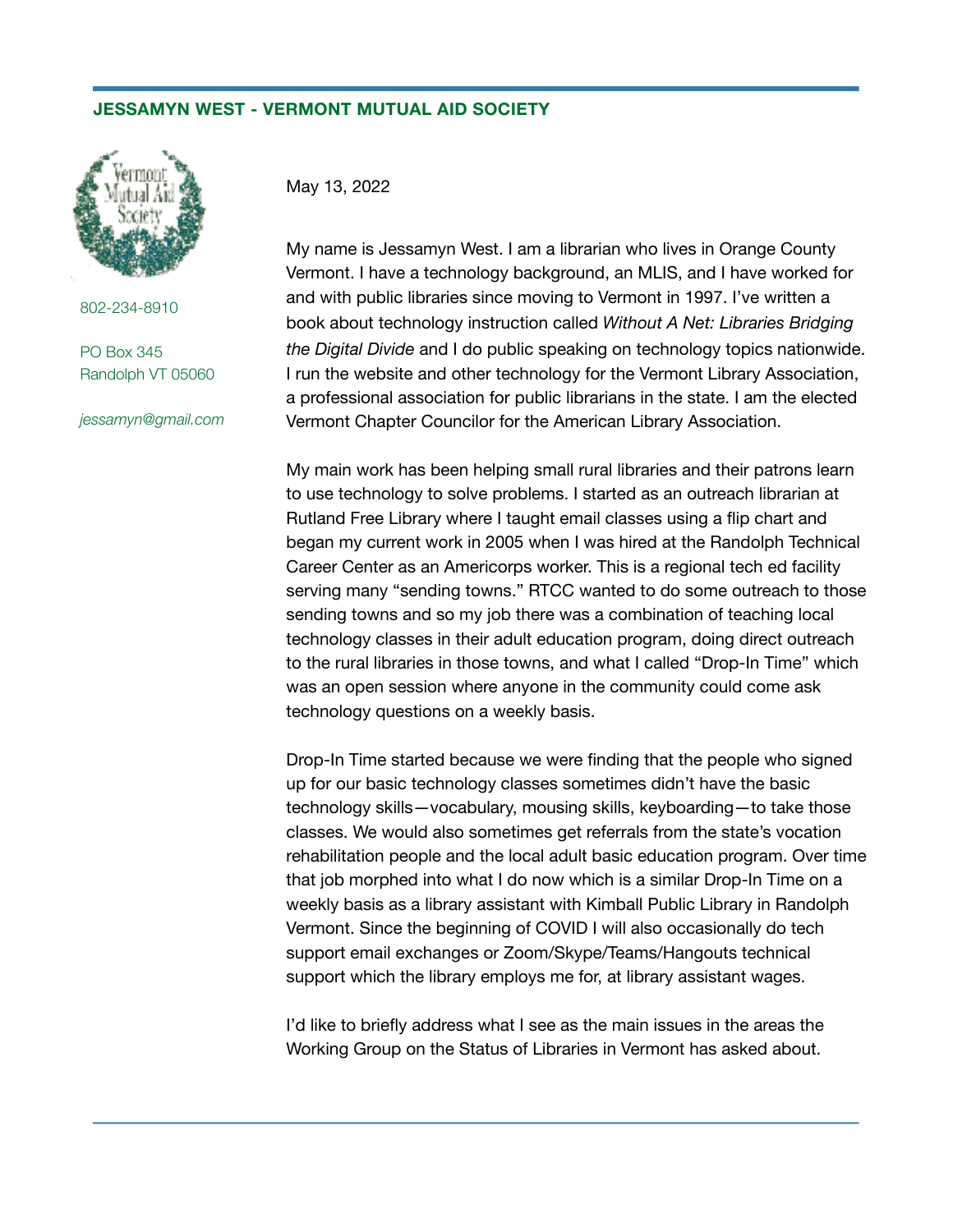**JESSAMYN WEST - VERMONT MUTUAL AID SOCIETY**

802-234-8910

PO Box 345
Randolph VT 05060

*jessamyn@gmail.com*

May 13, 2022

My name is Jessamyn West. I am a librarian who lives in Orange County Vermont. I have a technology background, an MLIS, and I have worked for and with public libraries since moving to Vermont in 1997. I've written a book about technology instruction called *Without A Net: Libraries Bridging the Digital Divide* and I do public speaking on technology topics nationwide. I run the website and other technology for the Vermont Library Association, a professional association for public librarians in the state. I am the elected Vermont Chapter Councilor for the American Library Association.

My main work has been helping small rural libraries and their patrons learn to use technology to solve problems. I started as an outreach librarian at Rutland Free Library where I taught email classes using a flip chart and began my current work in 2005 when I was hired at the Randolph Technical Career Center as an Americorps worker. This is a regional tech ed facility serving many "sending towns." RTCC wanted to do some outreach to those sending towns and so my job there was a combination of teaching local technology classes in their adult education program, doing direct outreach to the rural libraries in those towns, and what I called "Drop-In Time" which was an open session where anyone in the community could come ask technology questions on a weekly basis.

Drop-In Time started because we were finding that the people who signed up for our basic technology classes sometimes didn't have the basic technology skills—vocabulary, mousing skills, keyboarding—to take those classes. We would also sometimes get referrals from the state's vocation rehabilitation people and the local adult basic education program. Over time that job morphed into what I do now which is a similar Drop-In Time on a weekly basis as a library assistant with Kimball Public Library in Randolph Vermont. Since the beginning of COVID I will also occasionally do tech support email exchanges or Zoom/Skype/Teams/Hangouts technical support which the library employs me for, at library assistant wages.

I'd like to briefly address what I see as the main issues in the areas the Working Group on the Status of Libraries in Vermont has asked about.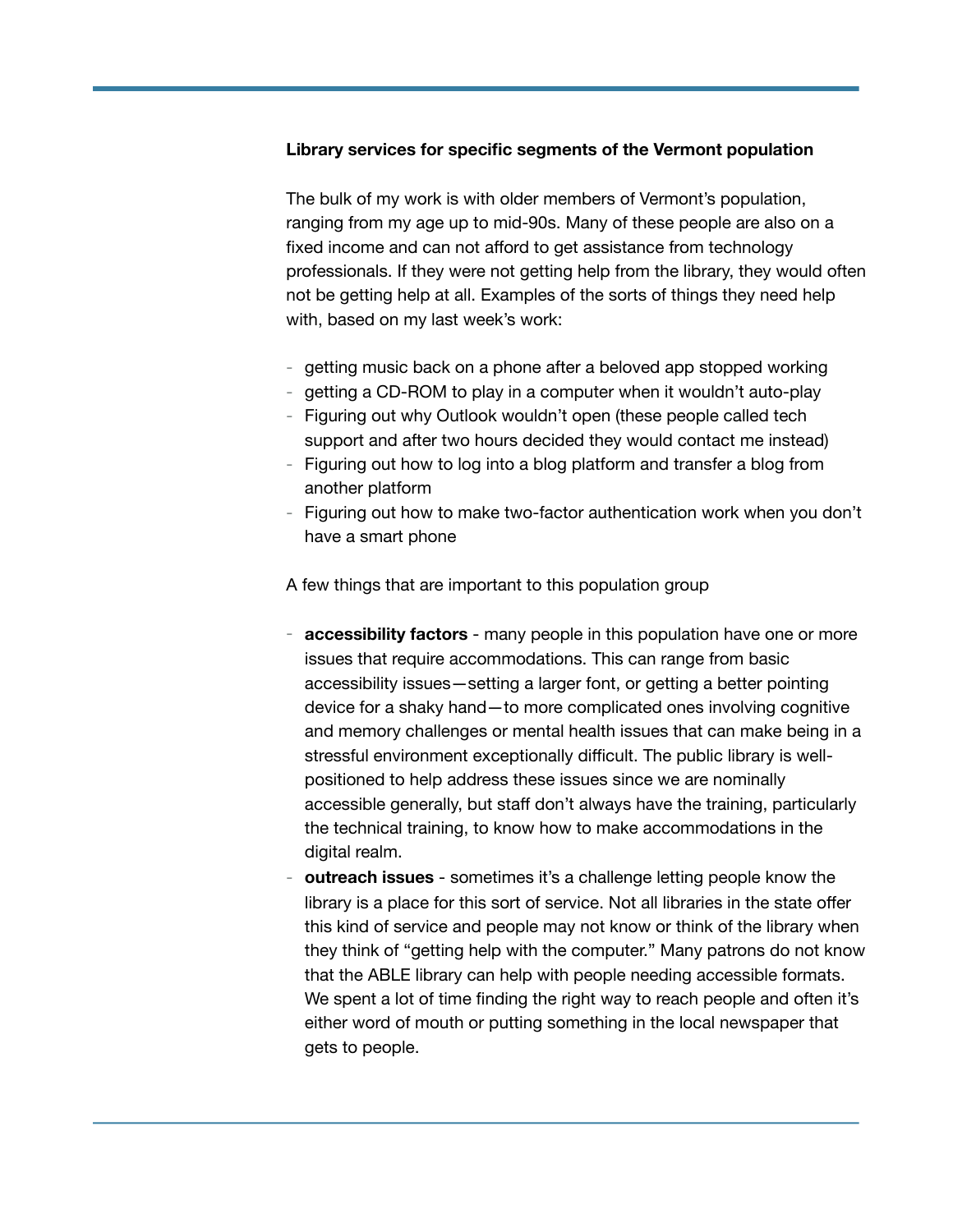**Library services for specific segments of the Vermont population**

The bulk of my work is with older members of Vermont's population, ranging from my age up to mid-90s. Many of these people are also on a fixed income and can not afford to get assistance from technology professionals. If they were not getting help from the library, they would often not be getting help at all. Examples of the sorts of things they need help with, based on my last week's work:

- getting music back on a phone after a beloved app stopped working
- getting a CD-ROM to play in a computer when it wouldn't auto-play
- Figuring out why Outlook wouldn't open (these people called tech support and after two hours decided they would contact me instead)
- Figuring out how to log into a blog platform and transfer a blog from another platform
- Figuring out how to make two-factor authentication work when you don't have a smart phone

A few things that are important to this population group

- **accessibility factors** - many people in this population have one or more issues that require accommodations. This can range from basic accessibility issues—setting a larger font, or getting a better pointing device for a shaky hand—to more complicated ones involving cognitive and memory challenges or mental health issues that can make being in a stressful environment exceptionally difficult. The public library is well-positioned to help address these issues since we are nominally accessible generally, but staff don't always have the training, particularly the technical training, to know how to make accommodations in the digital realm.
- **outreach issues** - sometimes it's a challenge letting people know the library is a place for this sort of service. Not all libraries in the state offer this kind of service and people may not know or think of the library when they think of "getting help with the computer." Many patrons do not know that the ABLE library can help with people needing accessible formats. We spent a lot of time finding the right way to reach people and often it's either word of mouth or putting something in the local newspaper that gets to people.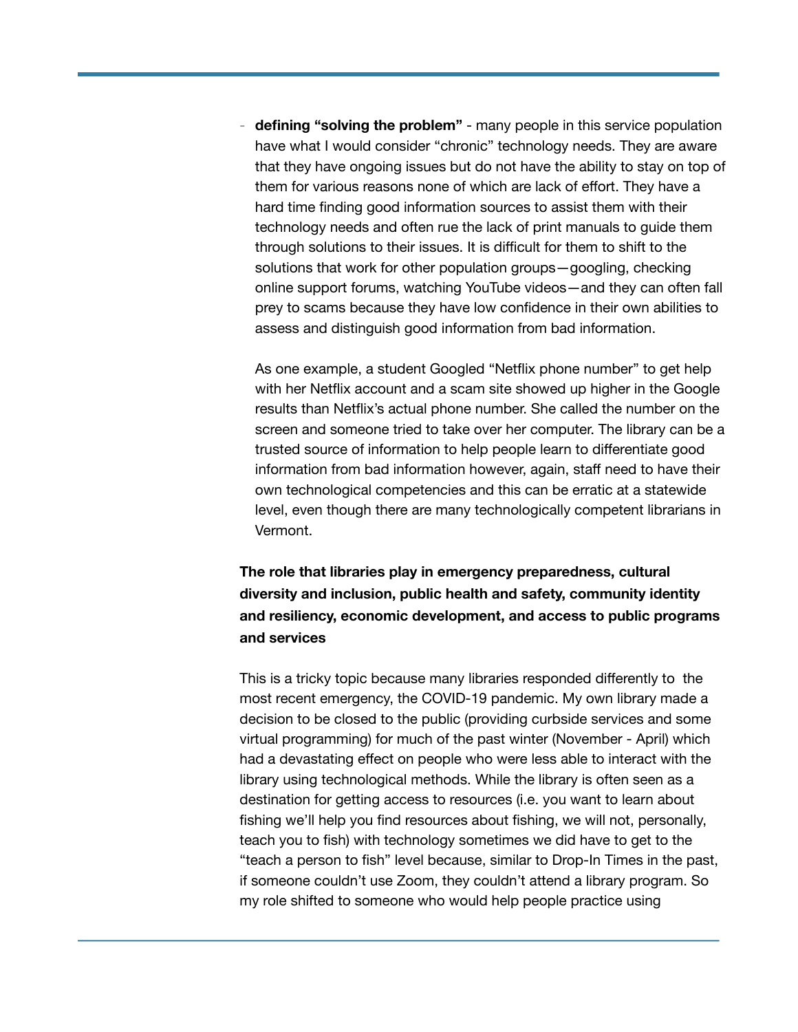- **defining "solving the problem"** - many people in this service population have what I would consider "chronic" technology needs. They are aware that they have ongoing issues but do not have the ability to stay on top of them for various reasons none of which are lack of effort. They have a hard time finding good information sources to assist them with their technology needs and often rue the lack of print manuals to guide them through solutions to their issues. It is difficult for them to shift to the solutions that work for other population groups—googling, checking online support forums, watching YouTube videos—and they can often fall prey to scams because they have low confidence in their own abilities to assess and distinguish good information from bad information.

  As one example, a student Googled "Netflix phone number" to get help with her Netflix account and a scam site showed up higher in the Google results than Netflix's actual phone number. She called the number on the screen and someone tried to take over her computer. The library can be a trusted source of information to help people learn to differentiate good information from bad information however, again, staff need to have their own technological competencies and this can be erratic at a statewide level, even though there are many technologically competent librarians in Vermont.

**The role that libraries play in emergency preparedness, cultural diversity and inclusion, public health and safety, community identity and resiliency, economic development, and access to public programs and services**

This is a tricky topic because many libraries responded differently to the most recent emergency, the COVID-19 pandemic. My own library made a decision to be closed to the public (providing curbside services and some virtual programming) for much of the past winter (November - April) which had a devastating effect on people who were less able to interact with the library using technological methods. While the library is often seen as a destination for getting access to resources (i.e. you want to learn about fishing we'll help you find resources about fishing, we will not, personally, teach you to fish) with technology sometimes we did have to get to the "teach a person to fish" level because, similar to Drop-In Times in the past, if someone couldn't use Zoom, they couldn't attend a library program. So my role shifted to someone who would help people practice using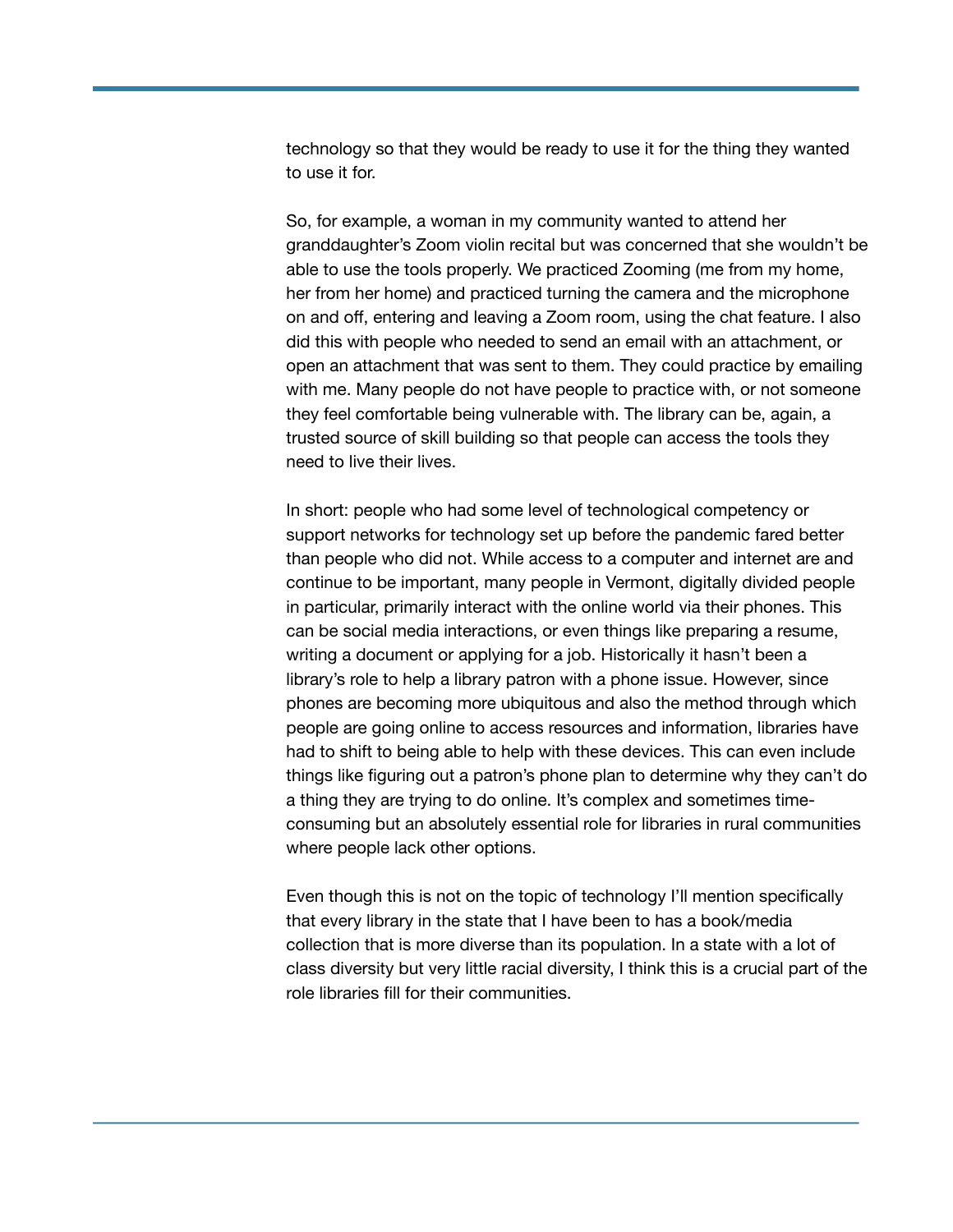technology so that they would be ready to use it for the thing they wanted to use it for.

So, for example, a woman in my community wanted to attend her granddaughter's Zoom violin recital but was concerned that she wouldn't be able to use the tools properly. We practiced Zooming (me from my home, her from her home) and practiced turning the camera and the microphone on and off, entering and leaving a Zoom room, using the chat feature. I also did this with people who needed to send an email with an attachment, or open an attachment that was sent to them. They could practice by emailing with me. Many people do not have people to practice with, or not someone they feel comfortable being vulnerable with. The library can be, again, a trusted source of skill building so that people can access the tools they need to live their lives.

In short: people who had some level of technological competency or support networks for technology set up before the pandemic fared better than people who did not. While access to a computer and internet are and continue to be important, many people in Vermont, digitally divided people in particular, primarily interact with the online world via their phones. This can be social media interactions, or even things like preparing a resume, writing a document or applying for a job. Historically it hasn't been a library's role to help a library patron with a phone issue. However, since phones are becoming more ubiquitous and also the method through which people are going online to access resources and information, libraries have had to shift to being able to help with these devices. This can even include things like figuring out a patron's phone plan to determine why they can't do a thing they are trying to do online. It's complex and sometimes time-consuming but an absolutely essential role for libraries in rural communities where people lack other options.

Even though this is not on the topic of technology I'll mention specifically that every library in the state that I have been to has a book/media collection that is more diverse than its population. In a state with a lot of class diversity but very little racial diversity, I think this is a crucial part of the role libraries fill for their communities.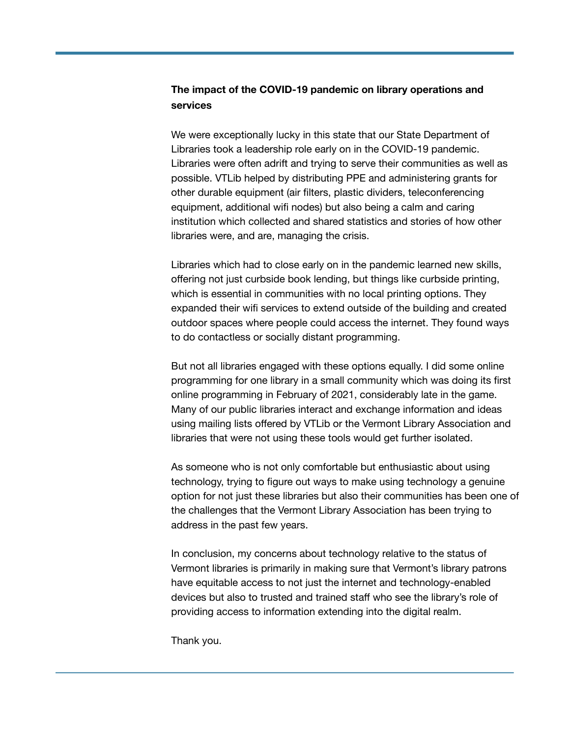**The impact of the COVID-19 pandemic on library operations and services**

We were exceptionally lucky in this state that our State Department of Libraries took a leadership role early on in the COVID-19 pandemic. Libraries were often adrift and trying to serve their communities as well as possible. VTLib helped by distributing PPE and administering grants for other durable equipment (air filters, plastic dividers, teleconferencing equipment, additional wifi nodes) but also being a calm and caring institution which collected and shared statistics and stories of how other libraries were, and are, managing the crisis.

Libraries which had to close early on in the pandemic learned new skills, offering not just curbside book lending, but things like curbside printing, which is essential in communities with no local printing options. They expanded their wifi services to extend outside of the building and created outdoor spaces where people could access the internet. They found ways to do contactless or socially distant programming.

But not all libraries engaged with these options equally. I did some online programming for one library in a small community which was doing its first online programming in February of 2021, considerably late in the game. Many of our public libraries interact and exchange information and ideas using mailing lists offered by VTLib or the Vermont Library Association and libraries that were not using these tools would get further isolated.

As someone who is not only comfortable but enthusiastic about using technology, trying to figure out ways to make using technology a genuine option for not just these libraries but also their communities has been one of the challenges that the Vermont Library Association has been trying to address in the past few years.

In conclusion, my concerns about technology relative to the status of Vermont libraries is primarily in making sure that Vermont's library patrons have equitable access to not just the internet and technology-enabled devices but also to trusted and trained staff who see the library's role of providing access to information extending into the digital realm.

Thank you.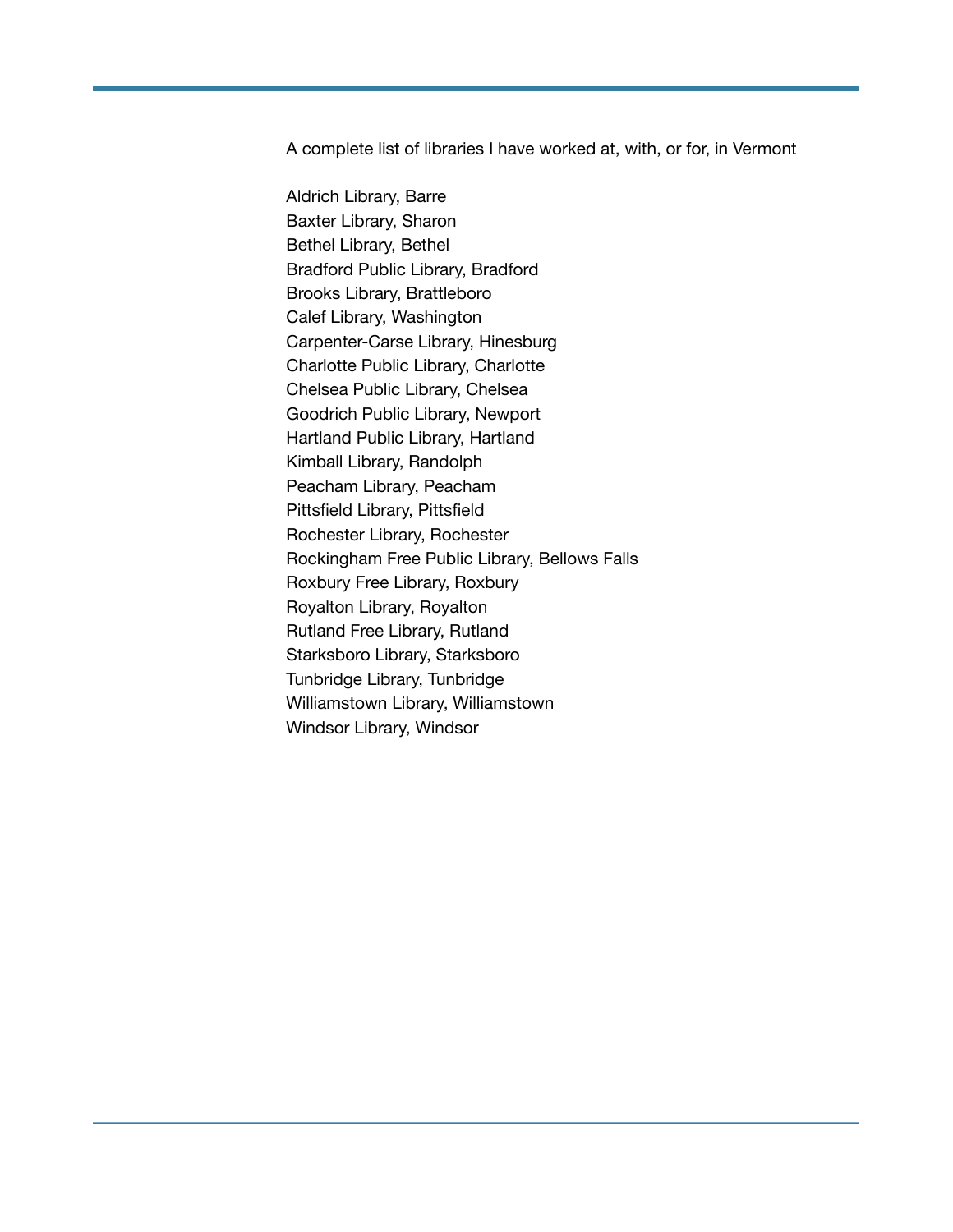A complete list of libraries I have worked at, with, or for, in Vermont

Aldrich Library, Barre
Baxter Library, Sharon
Bethel Library, Bethel
Bradford Public Library, Bradford
Brooks Library, Brattleboro
Calef Library, Washington
Carpenter-Carse Library, Hinesburg
Charlotte Public Library, Charlotte
Chelsea Public Library, Chelsea
Goodrich Public Library, Newport
Hartland Public Library, Hartland
Kimball Library, Randolph
Peacham Library, Peacham
Pittsfield Library, Pittsfield
Rochester Library, Rochester
Rockingham Free Public Library, Bellows Falls
Roxbury Free Library, Roxbury
Royalton Library, Royalton
Rutland Free Library, Rutland
Starksboro Library, Starksboro
Tunbridge Library, Tunbridge
Williamstown Library, Williamstown
Windsor Library, Windsor